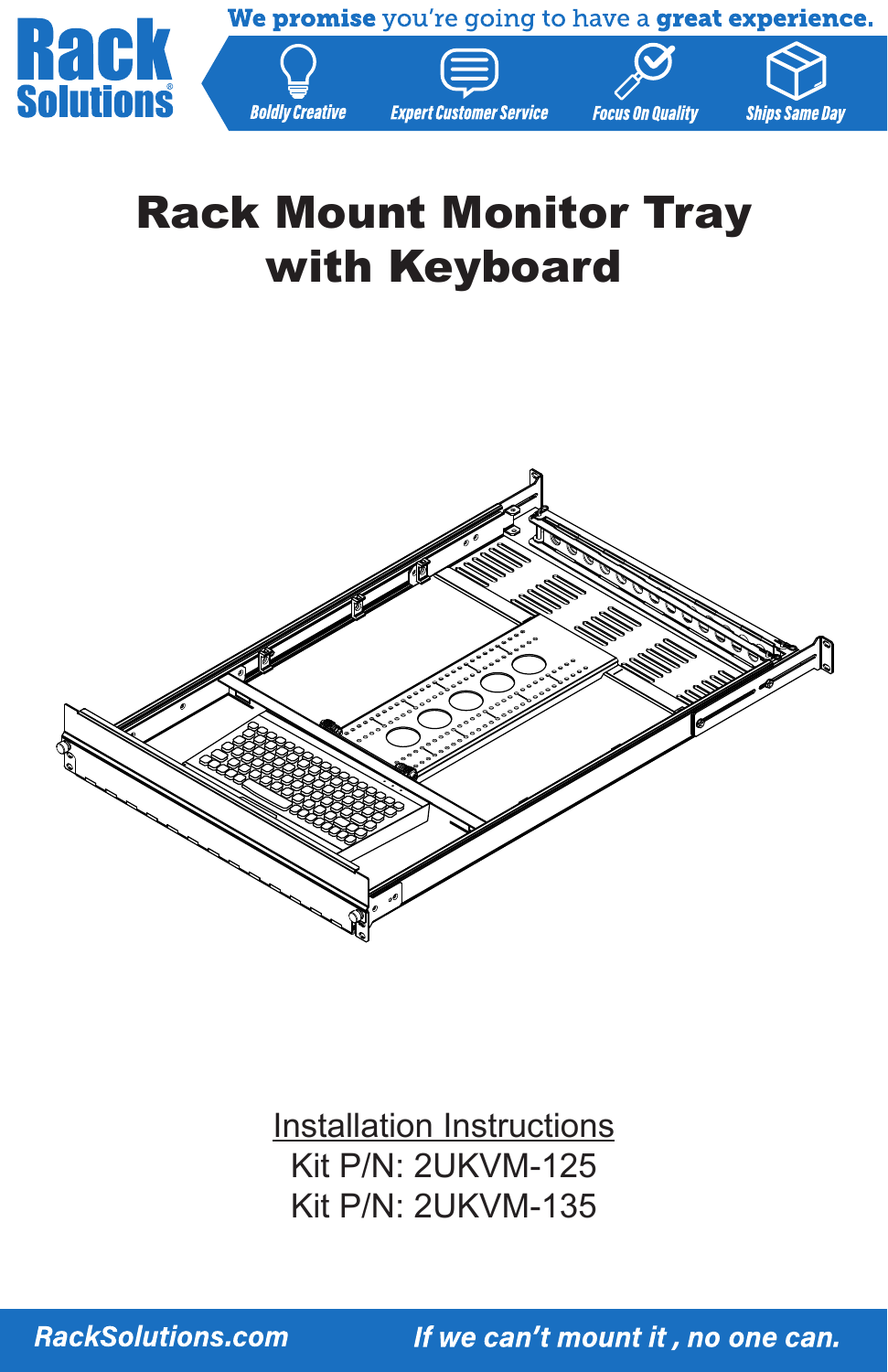Rack Solutions

We promise you're going to have a great experience.

Boldly Creative | Expert Customer Service | Focus On Quality | Ships Same Day

# Rack Mount Monitor Tray with Keyboard

Installation Instructions

Kit P/N: 2UKVM-125

Kit P/N: 2UKVM-135

RackSolutions.com

*If we can't mount it , no one can.*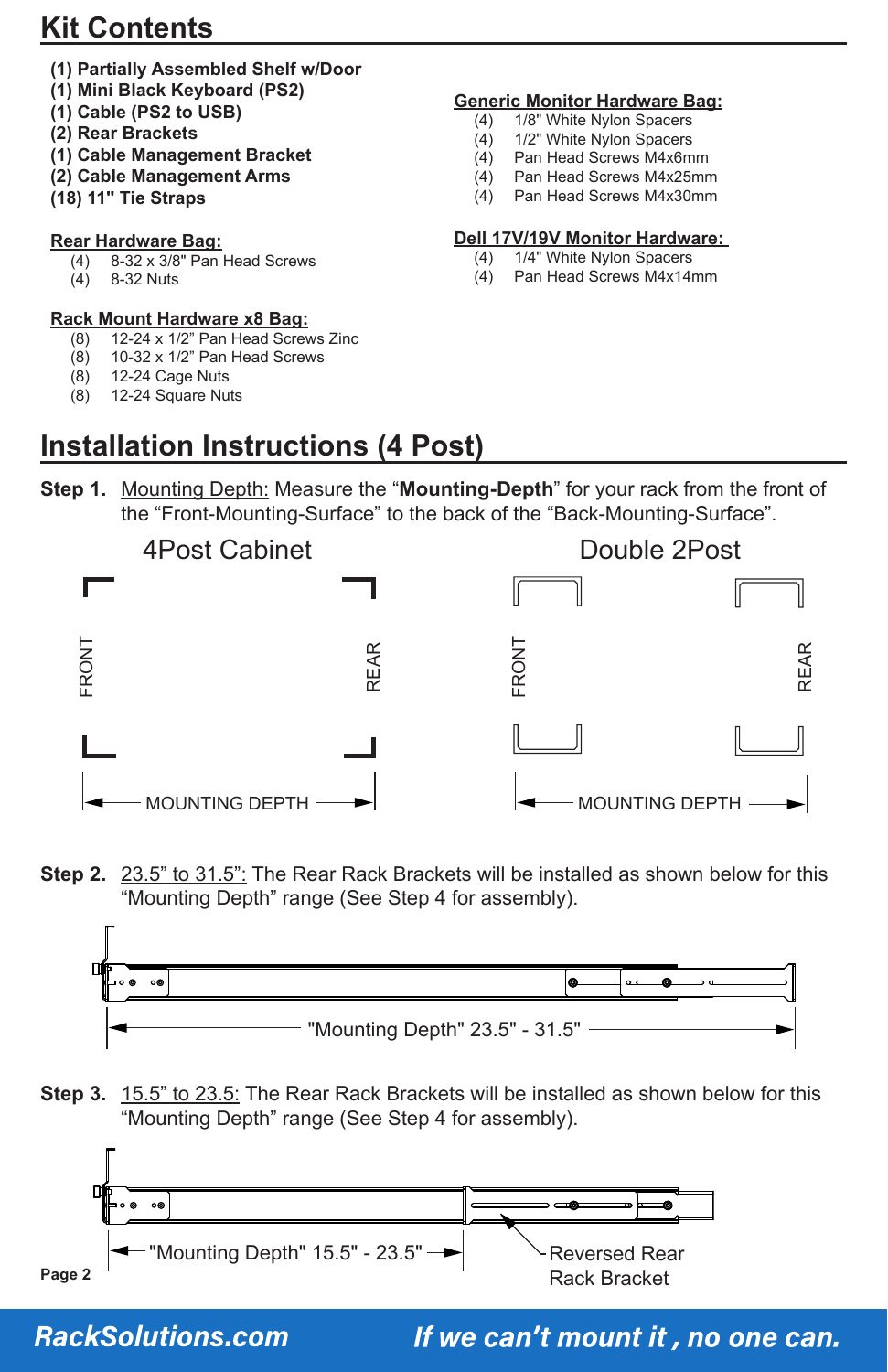## Kit Contents

**(1) Partially Assembled Shelf w/Door**
**(1) Mini Black Keyboard (PS2)**
**(1) Cable (PS2 to USB)**
**(2) Rear Brackets**
**(1) Cable Management Bracket**
**(2) Cable Management Arms**
**(18) 11" Tie Straps**

**Rear Hardware Bag:**

- (4) 8-32 x 3/8" Pan Head Screws
- (4) 8-32 Nuts

**Rack Mount Hardware x8 Bag:**

- (8) 12-24 x 1/2" Pan Head Screws Zinc
- (8) 10-32 x 1/2" Pan Head Screws
- (8) 12-24 Cage Nuts
- (8) 12-24 Square Nuts

**Generic Monitor Hardware Bag:**

- (4) 1/8" White Nylon Spacers
- (4) 1/2" White Nylon Spacers
- (4) Pan Head Screws M4x6mm
- (4) Pan Head Screws M4x25mm
- (4) Pan Head Screws M4x30mm

**Dell 17V/19V Monitor Hardware:**

- (4) 1/4" White Nylon Spacers
- (4) Pan Head Screws M4x14mm

## Installation Instructions (4 Post)

**Step 1.** Mounting Depth: Measure the "**Mounting-Depth**" for your rack from the front of the "Front-Mounting-Surface" to the back of the "Back-Mounting-Surface".

4Post Cabinet: FRONT — REAR — MOUNTING DEPTH

Double 2Post: FRONT — REAR — MOUNTING DEPTH

**Step 2.** 23.5" to 31.5": The Rear Rack Brackets will be installed as shown below for this "Mounting Depth" range (See Step 4 for assembly).

"Mounting Depth" 23.5" - 31.5"

**Step 3.** 15.5" to 23.5: The Rear Rack Brackets will be installed as shown below for this "Mounting Depth" range (See Step 4 for assembly).

"Mounting Depth" 15.5" - 23.5"

Reversed Rear Rack Bracket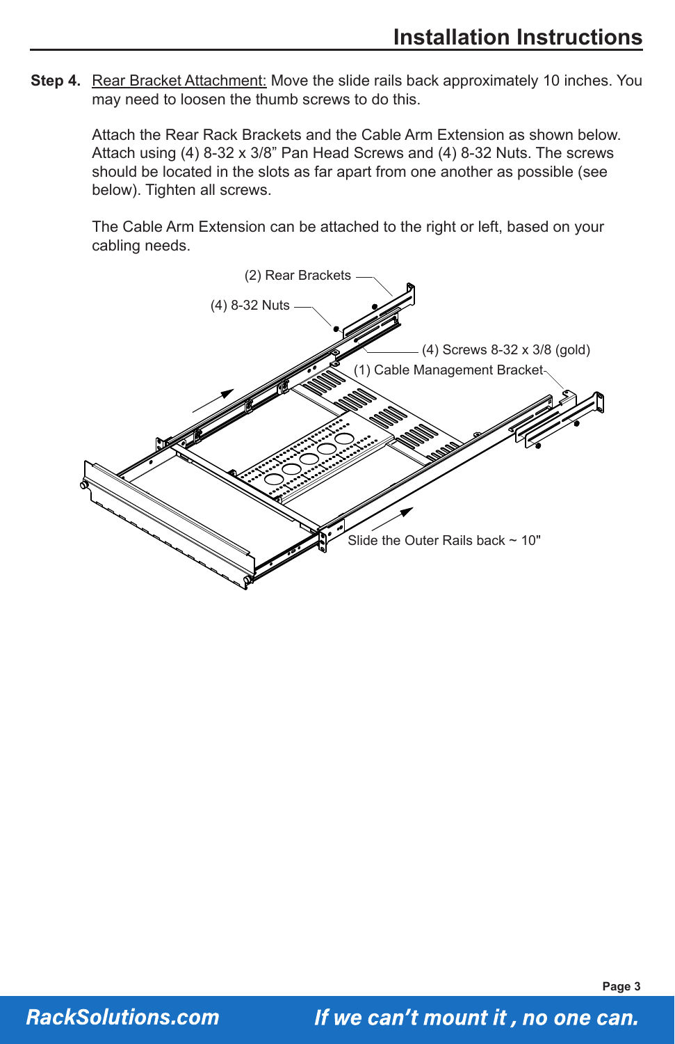**Step 4.** Rear Bracket Attachment: Move the slide rails back approximately 10 inches. You may need to loosen the thumb screws to do this.

Attach the Rear Rack Brackets and the Cable Arm Extension as shown below. Attach using (4) 8-32 x 3/8” Pan Head Screws and (4) 8-32 Nuts. The screws should be located in the slots as far apart from one another as possible (see below). Tighten all screws.

The Cable Arm Extension can be attached to the right or left, based on your cabling needs.

(2) Rear Brackets

(4) 8-32 Nuts

(4) Screws 8-32 x 3/8 (gold)

(1) Cable Management Bracket

Slide the Outer Rails back ~ 10"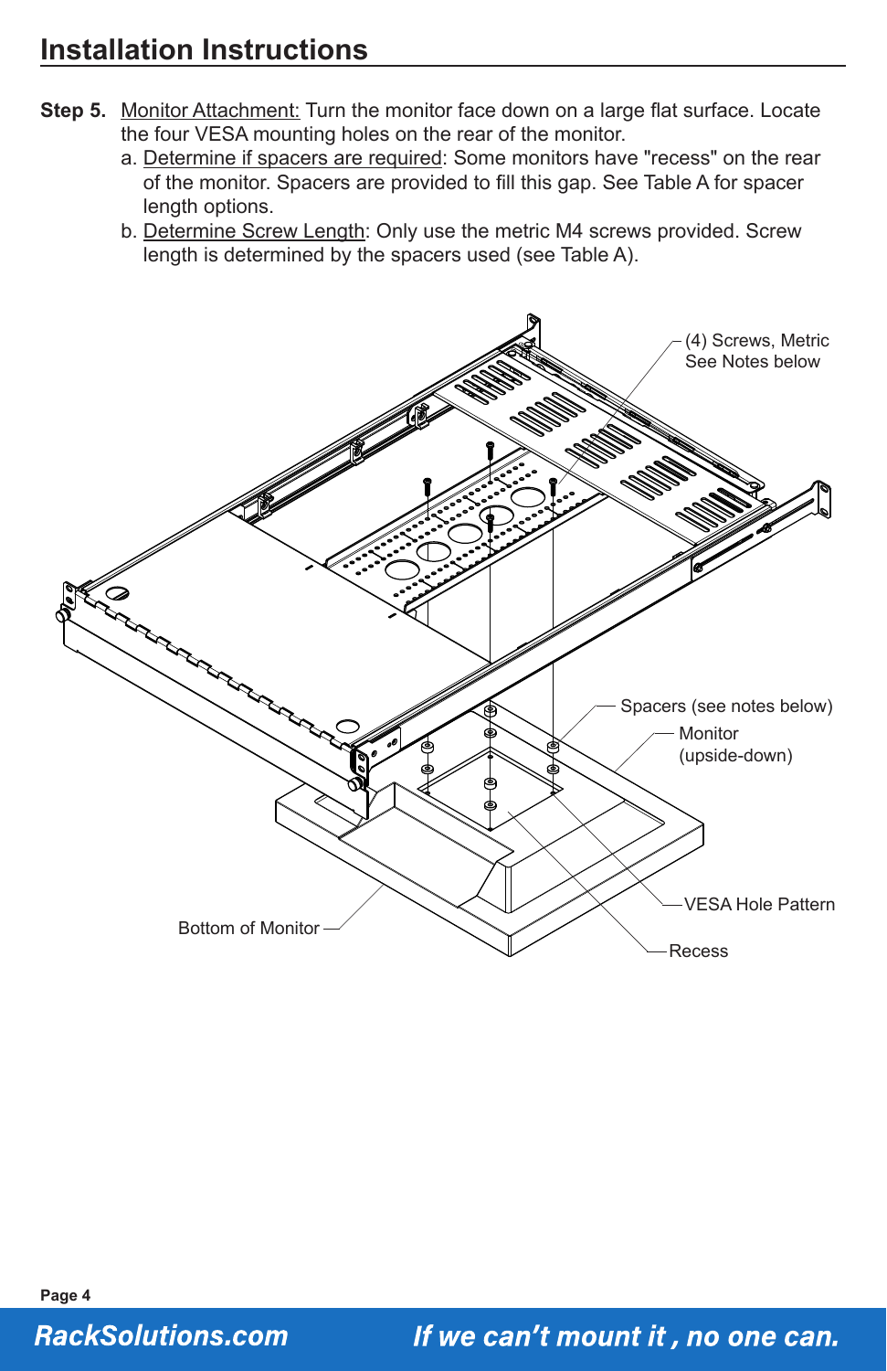## Installation Instructions

**Step 5.** Monitor Attachment: Turn the monitor face down on a large flat surface. Locate the four VESA mounting holes on the rear of the monitor.

a. Determine if spacers are required: Some monitors have "recess" on the rear of the monitor. Spacers are provided to fill this gap. See Table A for spacer length options.

b. Determine Screw Length: Only use the metric M4 screws provided. Screw length is determined by the spacers used (see Table A).

(4) Screws, Metric
See Notes below

Spacers (see notes below)

Monitor
(upside-down)

VESA Hole Pattern

Recess

Bottom of Monitor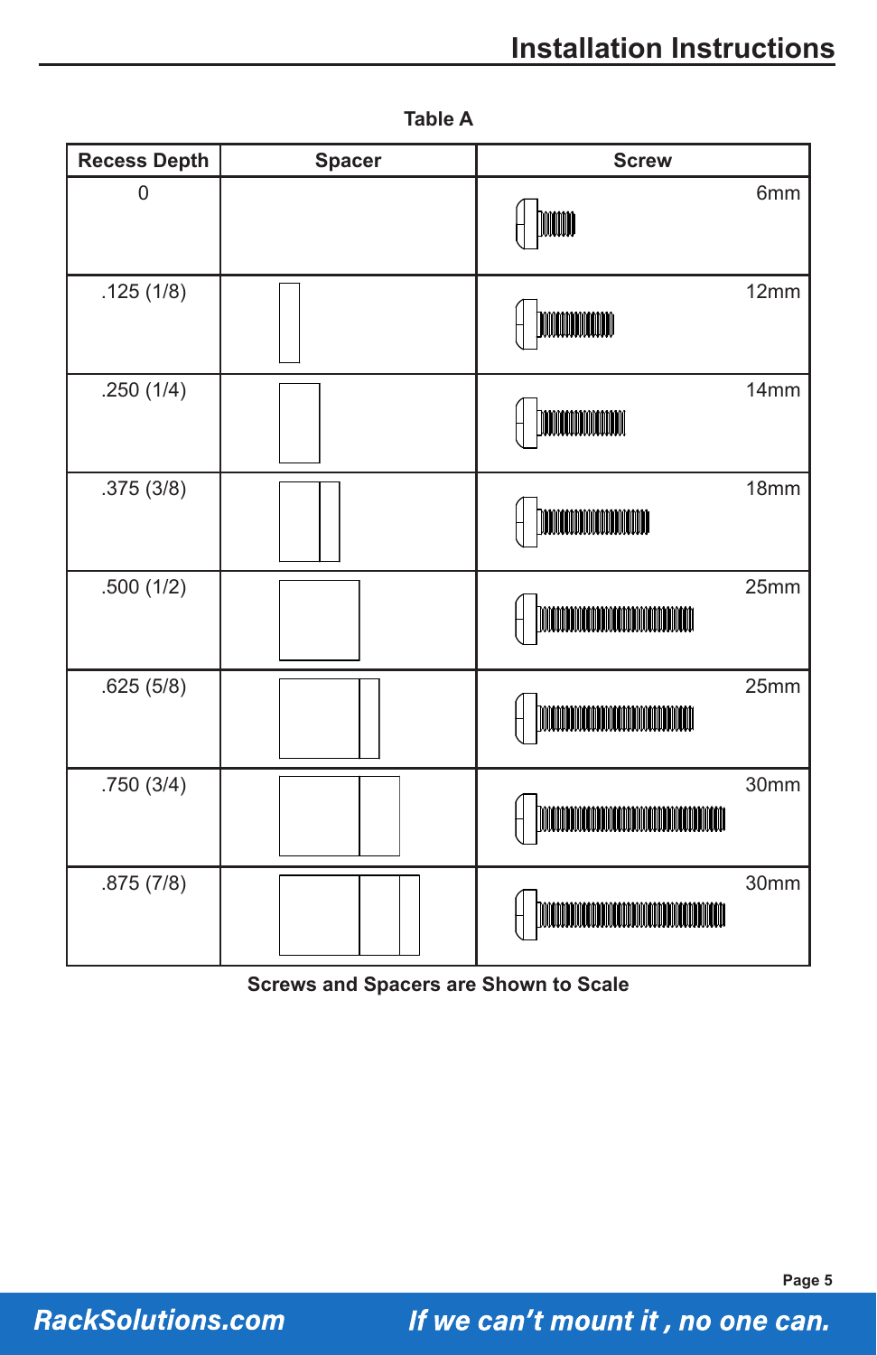**Table A**

| Recess Depth | Spacer | Screw |
|---|---|---|
| 0 | | 6mm |
| .125 (1/8) | | 12mm |
| .250 (1/4) | | 14mm |
| .375 (3/8) | | 18mm |
| .500 (1/2) | | 25mm |
| .625 (5/8) | | 25mm |
| .750 (3/4) | | 30mm |
| .875 (7/8) | | 30mm |

**Screws and Spacers are Shown to Scale**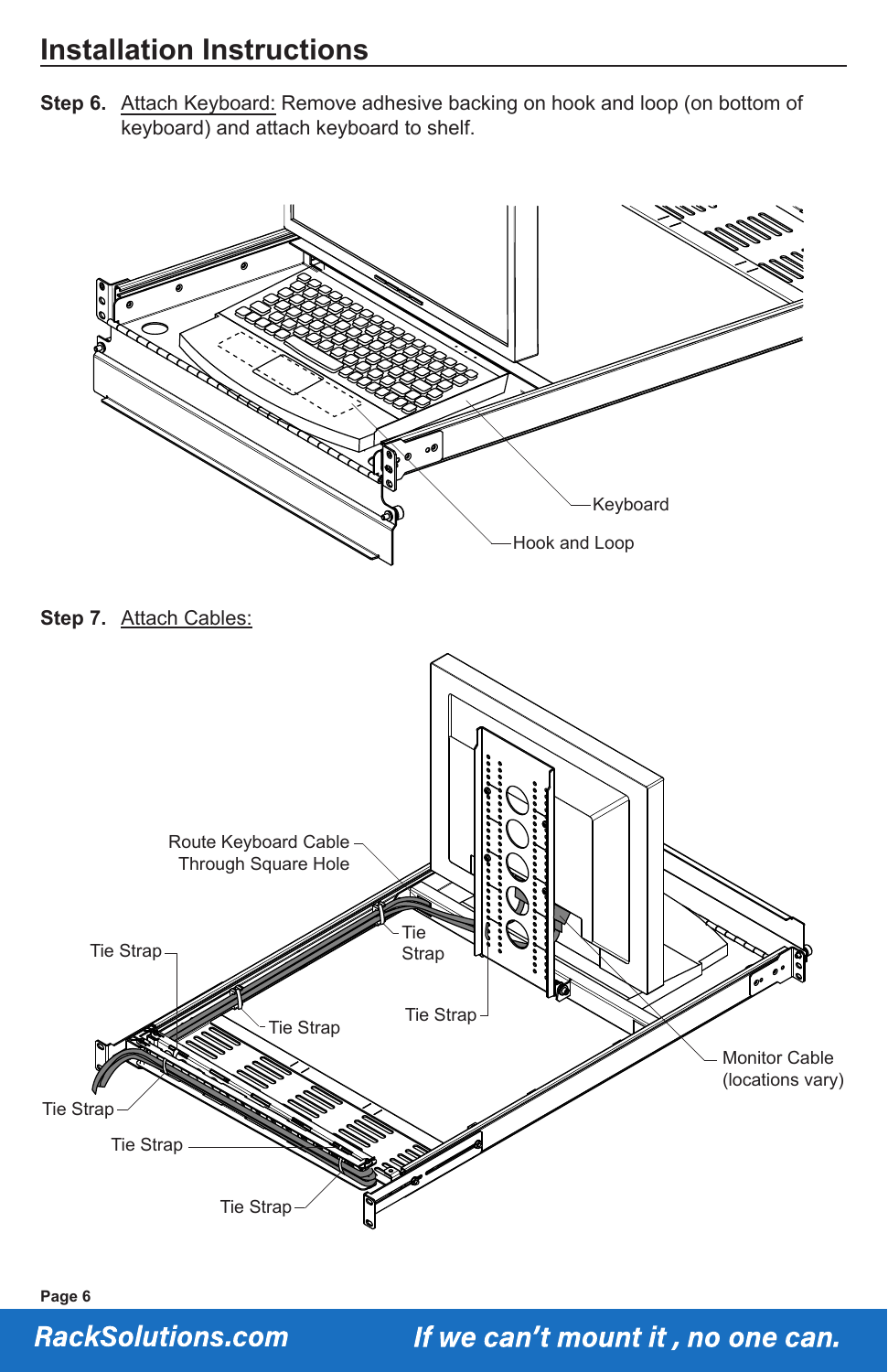# Installation Instructions

**Step 6.** Attach Keyboard: Remove adhesive backing on hook and loop (on bottom of keyboard) and attach keyboard to shelf.

Keyboard

Hook and Loop

**Step 7.** Attach Cables:

Route Keyboard Cable Through Square Hole

Tie Strap

Tie Strap

Tie Strap

Tie Strap

Tie Strap

Tie Strap

Tie Strap

Monitor Cable (locations vary)

***RackSolutions.com*** ***If we can't mount it , no one can.***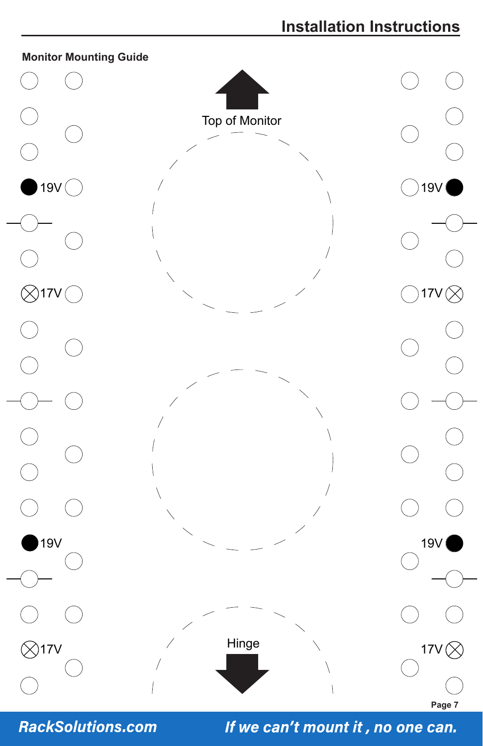## Monitor Mounting Guide

Top of Monitor

19V 19V

17V 17V

19V 19V

17V 17V

Hinge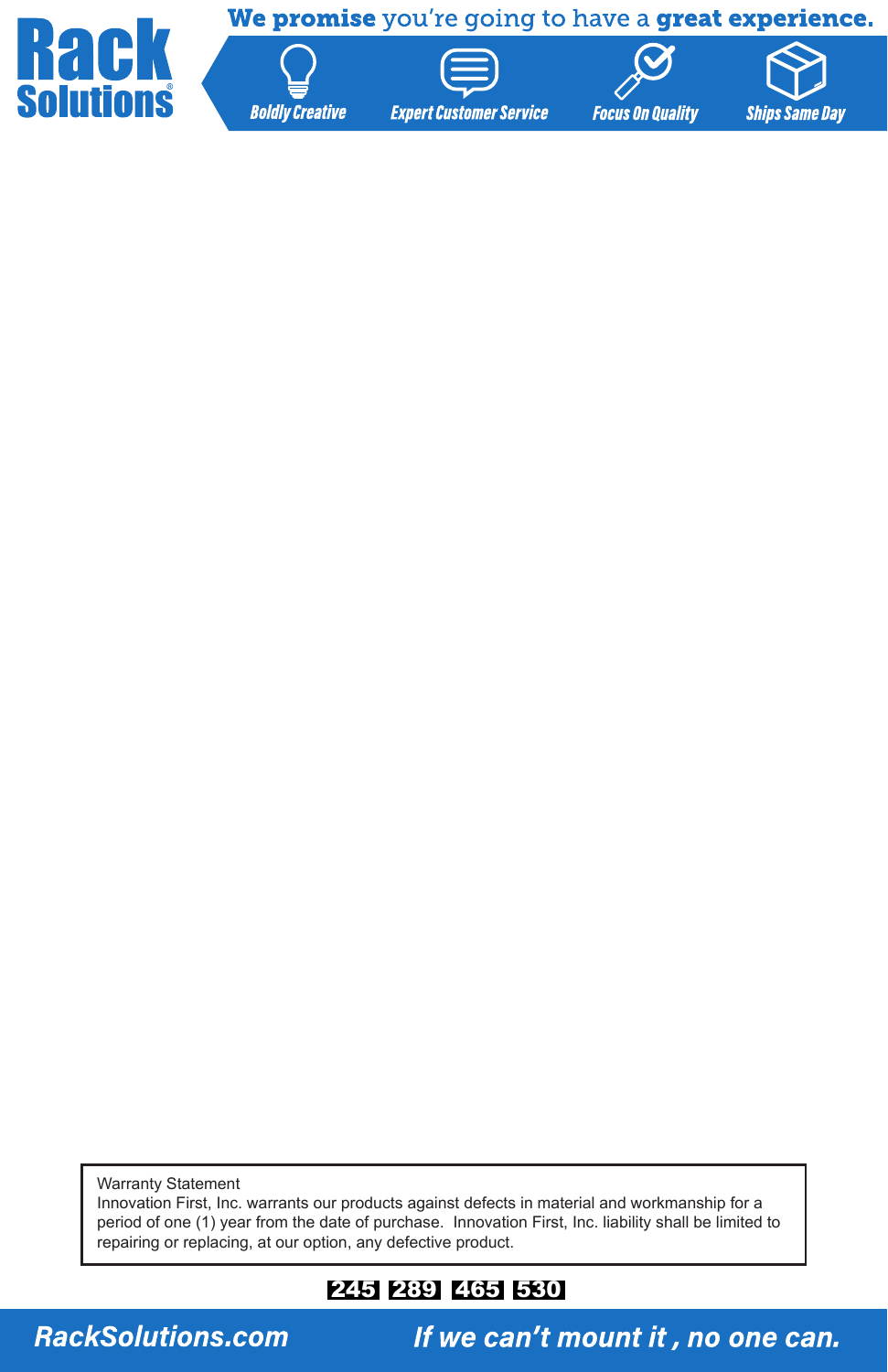**We promise** you're going to have a **great experience.**

Boldly Creative

Expert Customer Service

Focus On Quality

Ships Same Day

Warranty Statement
Innovation First, Inc. warrants our products against defects in material and workmanship for a period of one (1) year from the date of purchase. Innovation First, Inc. liability shall be limited to repairing or replacing, at our option, any defective product.

245 289 465 530

RackSolutions.com

If we can't mount it , no one can.